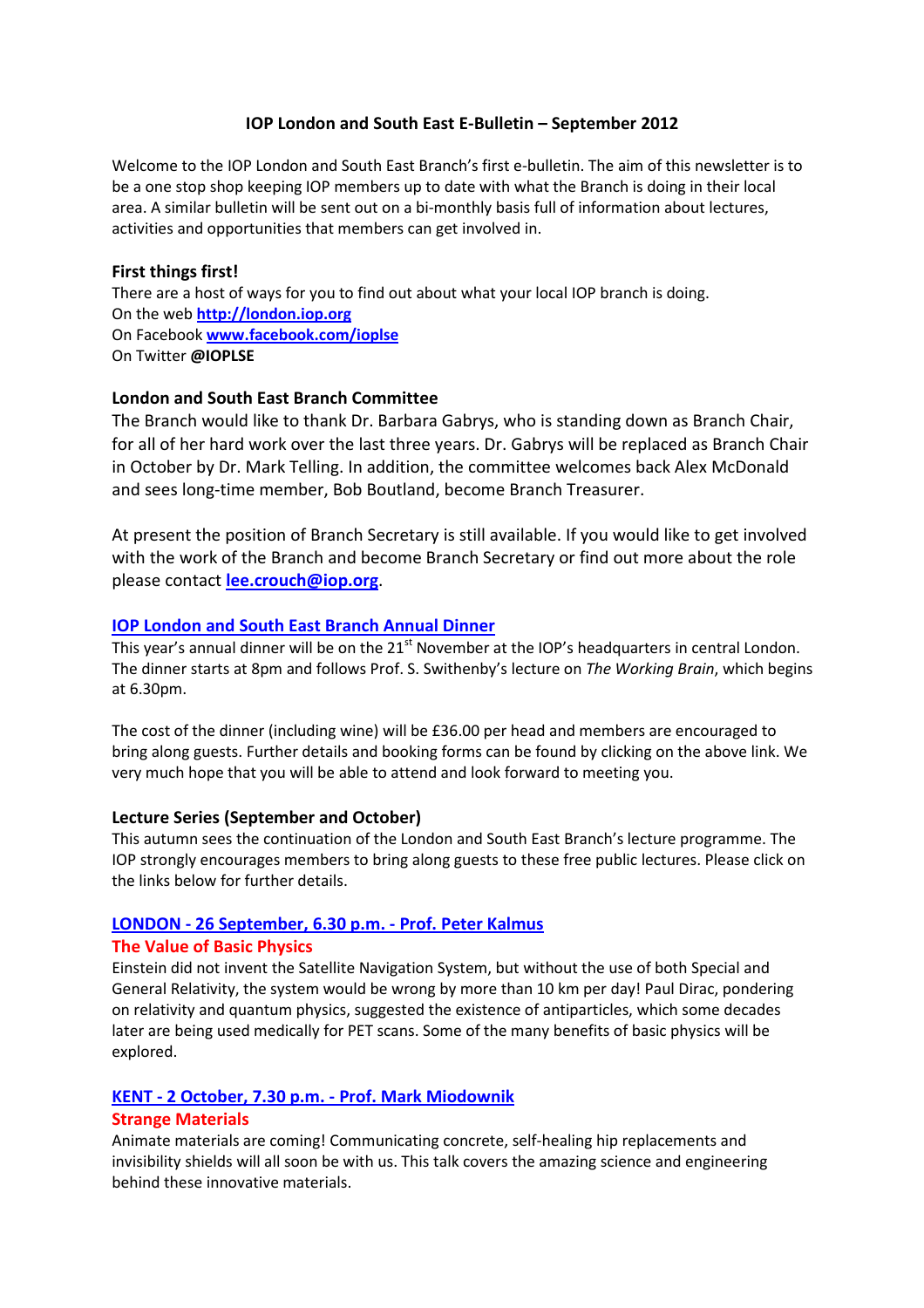# IOP London and South East E-Bulletin – September 2012

Welcome to the IOP London and South East Branch's first e-bulletin. The aim of this newsletter is to be a one stop shop keeping IOP members up to date with what the Branch is doing in their local area. A similar bulletin will be sent out on a bi-monthly basis full of information about lectures, activities and opportunities that members can get involved in.

## First things first!

There are a host of ways for you to find out about what your local IOP branch is doing.
On the web **http://london.iop.org**
On Facebook **www.facebook.com/ioplse**
On Twitter **@IOPLSE**

## London and South East Branch Committee

The Branch would like to thank Dr. Barbara Gabrys, who is standing down as Branch Chair, for all of her hard work over the last three years. Dr. Gabrys will be replaced as Branch Chair in October by Dr. Mark Telling. In addition, the committee welcomes back Alex McDonald and sees long-time member, Bob Boutland, become Branch Treasurer.

At present the position of Branch Secretary is still available. If you would like to get involved with the work of the Branch and become Branch Secretary or find out more about the role please contact **lee.crouch@iop.org**.

## IOP London and South East Branch Annual Dinner

This year's annual dinner will be on the 21st November at the IOP's headquarters in central London. The dinner starts at 8pm and follows Prof. S. Swithenby's lecture on *The Working Brain*, which begins at 6.30pm.

The cost of the dinner (including wine) will be £36.00 per head and members are encouraged to bring along guests. Further details and booking forms can be found by clicking on the above link. We very much hope that you will be able to attend and look forward to meeting you.

## Lecture Series (September and October)

This autumn sees the continuation of the London and South East Branch's lecture programme. The IOP strongly encourages members to bring along guests to these free public lectures. Please click on the links below for further details.

### LONDON - 26 September, 6.30 p.m. - Prof. Peter Kalmus

**The Value of Basic Physics**

Einstein did not invent the Satellite Navigation System, but without the use of both Special and General Relativity, the system would be wrong by more than 10 km per day! Paul Dirac, pondering on relativity and quantum physics, suggested the existence of antiparticles, which some decades later are being used medically for PET scans. Some of the many benefits of basic physics will be explored.

### KENT - 2 October, 7.30 p.m. - Prof. Mark Miodownik

**Strange Materials**

Animate materials are coming! Communicating concrete, self-healing hip replacements and invisibility shields will all soon be with us. This talk covers the amazing science and engineering behind these innovative materials.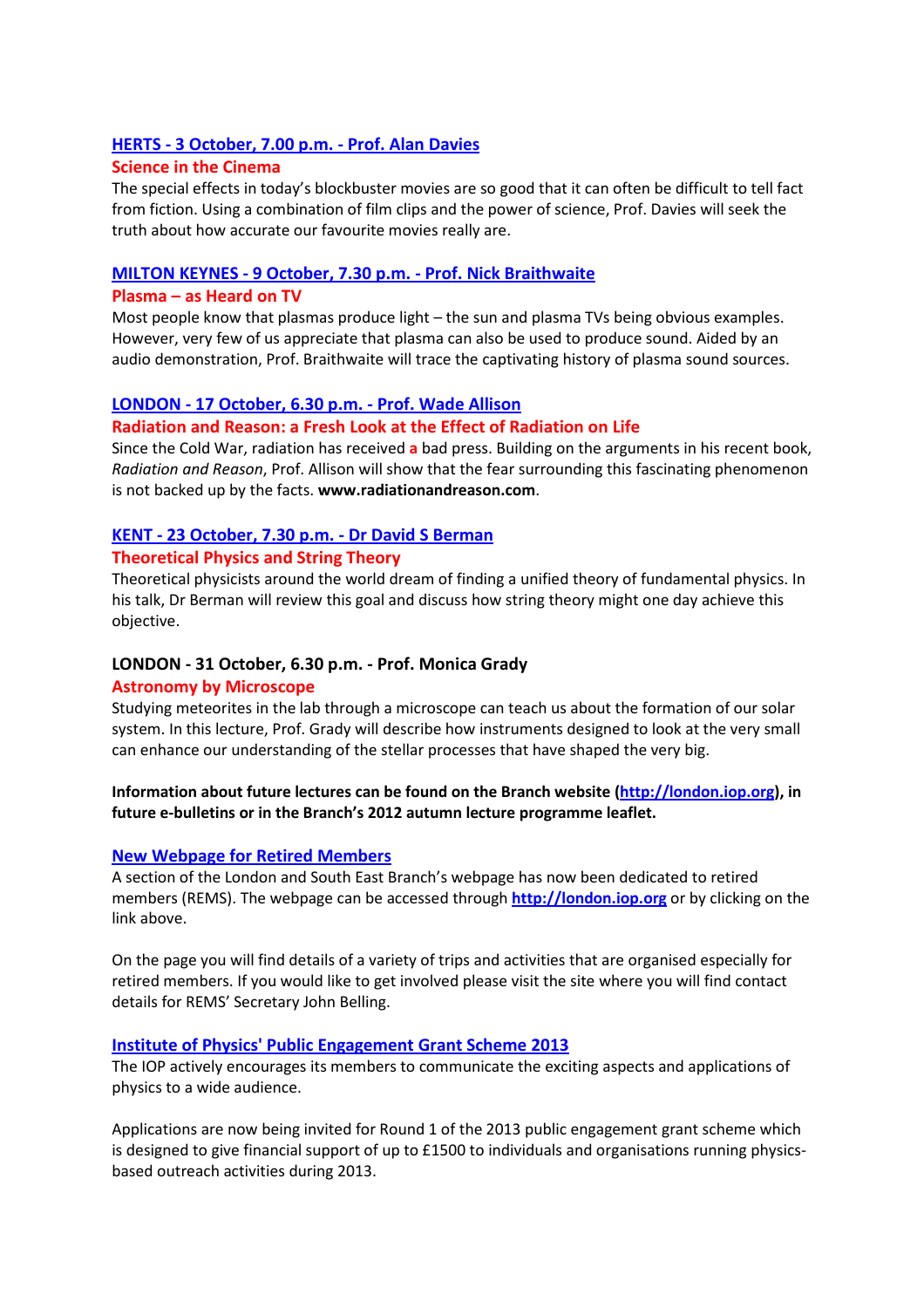[HERTS - 3 October, 7.00 p.m. - Prof. Alan Davies]

**Science in the Cinema**

The special effects in today's blockbuster movies are so good that it can often be difficult to tell fact from fiction. Using a combination of film clips and the power of science, Prof. Davies will seek the truth about how accurate our favourite movies really are.

[MILTON KEYNES - 9 October, 7.30 p.m. - Prof. Nick Braithwaite]

**Plasma – as Heard on TV**

Most people know that plasmas produce light – the sun and plasma TVs being obvious examples. However, very few of us appreciate that plasma can also be used to produce sound. Aided by an audio demonstration, Prof. Braithwaite will trace the captivating history of plasma sound sources.

[LONDON - 17 October, 6.30 p.m. - Prof. Wade Allison]

**Radiation and Reason: a Fresh Look at the Effect of Radiation on Life**

Since the Cold War, radiation has received **a** bad press. Building on the arguments in his recent book, *Radiation and Reason*, Prof. Allison will show that the fear surrounding this fascinating phenomenon is not backed up by the facts. **www.radiationandreason.com**.

[KENT - 23 October, 7.30 p.m. - Dr David S Berman]

**Theoretical Physics and String Theory**

Theoretical physicists around the world dream of finding a unified theory of fundamental physics. In his talk, Dr Berman will review this goal and discuss how string theory might one day achieve this objective.

**LONDON - 31 October, 6.30 p.m. - Prof. Monica Grady**

**Astronomy by Microscope**

Studying meteorites in the lab through a microscope can teach us about the formation of our solar system. In this lecture, Prof. Grady will describe how instruments designed to look at the very small can enhance our understanding of the stellar processes that have shaped the very big.

**Information about future lectures can be found on the Branch website (http://london.iop.org), in future e-bulletins or in the Branch's 2012 autumn lecture programme leaflet.**

[New Webpage for Retired Members]

A section of the London and South East Branch's webpage has now been dedicated to retired members (REMS). The webpage can be accessed through **http://london.iop.org** or by clicking on the link above.

On the page you will find details of a variety of trips and activities that are organised especially for retired members. If you would like to get involved please visit the site where you will find contact details for REMS' Secretary John Belling.

[Institute of Physics' Public Engagement Grant Scheme 2013]

The IOP actively encourages its members to communicate the exciting aspects and applications of physics to a wide audience.

Applications are now being invited for Round 1 of the 2013 public engagement grant scheme which is designed to give financial support of up to £1500 to individuals and organisations running physics-based outreach activities during 2013.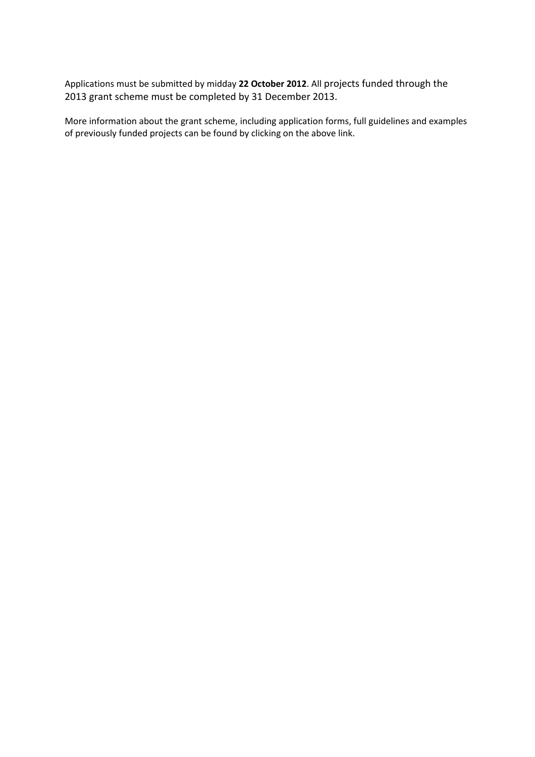Applications must be submitted by midday **22 October 2012**. All projects funded through the 2013 grant scheme must be completed by 31 December 2013.

More information about the grant scheme, including application forms, full guidelines and examples of previously funded projects can be found by clicking on the above link.